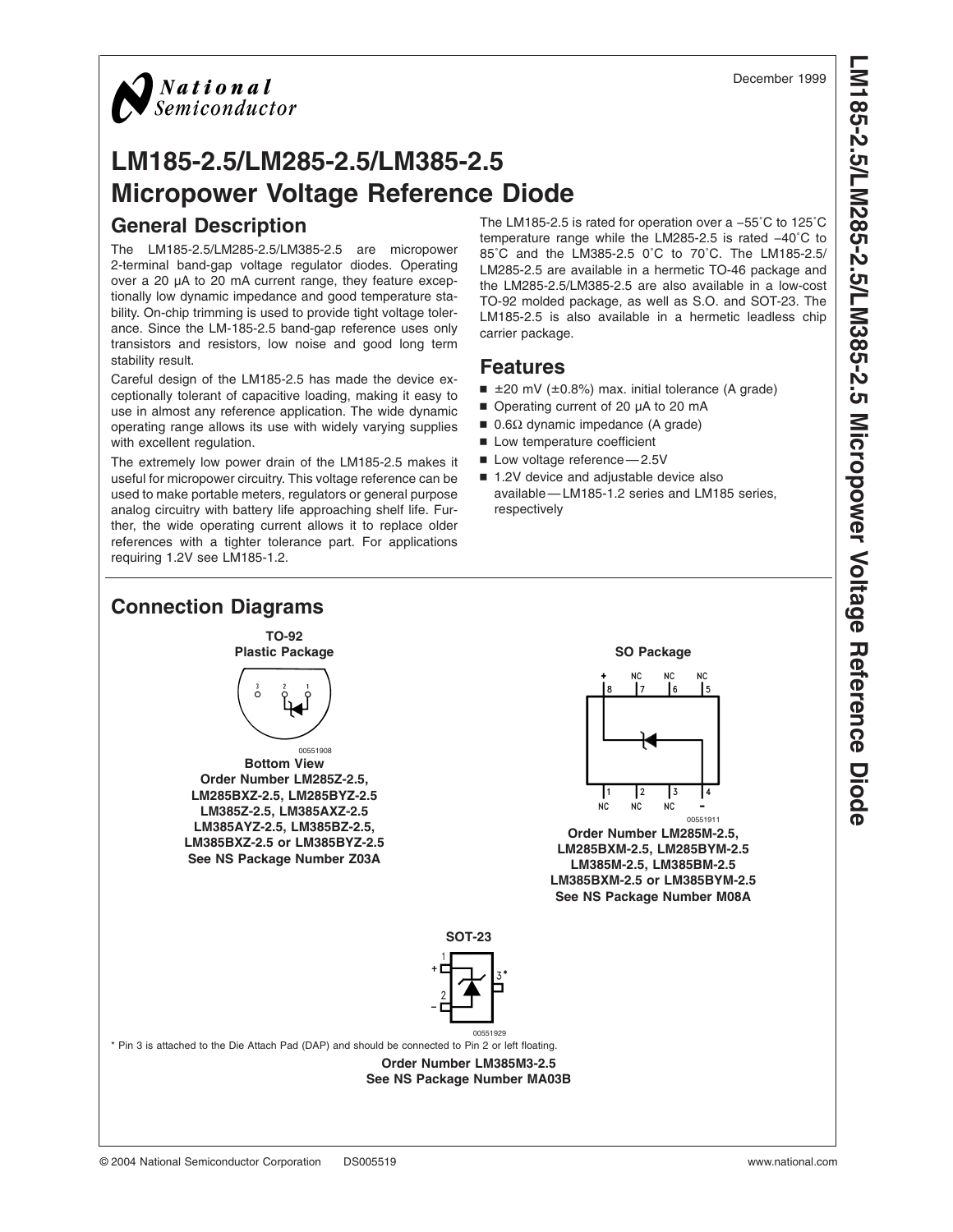National Semiconductor

December 1999

# LM185-2.5/LM285-2.5/LM385-2.5 Micropower Voltage Reference Diode

## General Description

The LM185-2.5/LM285-2.5/LM385-2.5 are micropower 2-terminal band-gap voltage regulator diodes. Operating over a 20 µA to 20 mA current range, they feature exceptionally low dynamic impedance and good temperature stability. On-chip trimming is used to provide tight voltage tolerance. Since the LM-185-2.5 band-gap reference uses only transistors and resistors, low noise and good long term stability result.

Careful design of the LM185-2.5 has made the device exceptionally tolerant of capacitive loading, making it easy to use in almost any reference application. The wide dynamic operating range allows its use with widely varying supplies with excellent regulation.

The extremely low power drain of the LM185-2.5 makes it useful for micropower circuitry. This voltage reference can be used to make portable meters, regulators or general purpose analog circuitry with battery life approaching shelf life. Further, the wide operating current allows it to replace older references with a tighter tolerance part. For applications requiring 1.2V see LM185-1.2.

The LM185-2.5 is rated for operation over a −55˚C to 125˚C temperature range while the LM285-2.5 is rated −40˚C to 85˚C and the LM385-2.5 0˚C to 70˚C. The LM185-2.5/LM285-2.5 are available in a hermetic TO-46 package and the LM285-2.5/LM385-2.5 are also available in a low-cost TO-92 molded package, as well as S.O. and SOT-23. The LM185-2.5 is also available in a hermetic leadless chip carrier package.

## Features

- ±20 mV (±0.8%) max. initial tolerance (A grade)
- Operating current of 20 µA to 20 mA
- 0.6Ω dynamic impedance (A grade)
- Low temperature coefficient
- Low voltage reference — 2.5V
- 1.2V device and adjustable device also available — LM185-1.2 series and LM185 series, respectively

## Connection Diagrams

**TO-92 Plastic Package**

00551908

**Bottom View**

**Order Number LM285Z-2.5, LM285BXZ-2.5, LM285BYZ-2.5 LM385Z-2.5, LM385AXZ-2.5 LM385AYZ-2.5, LM385BZ-2.5, LM385BXZ-2.5 or LM385BYZ-2.5**
**See NS Package Number Z03A**

**SO Package**

00551911

**Order Number LM285M-2.5, LM285BXM-2.5, LM285BYM-2.5 LM385M-2.5, LM385BM-2.5 LM385BXM-2.5 or LM385BYM-2.5**
**See NS Package Number M08A**

**SOT-23**

00551929

* Pin 3 is attached to the Die Attach Pad (DAP) and should be connected to Pin 2 or left floating.

**Order Number LM385M3-2.5**
**See NS Package Number MA03B**

© 2004 National Semiconductor Corporation DS005519 www.national.com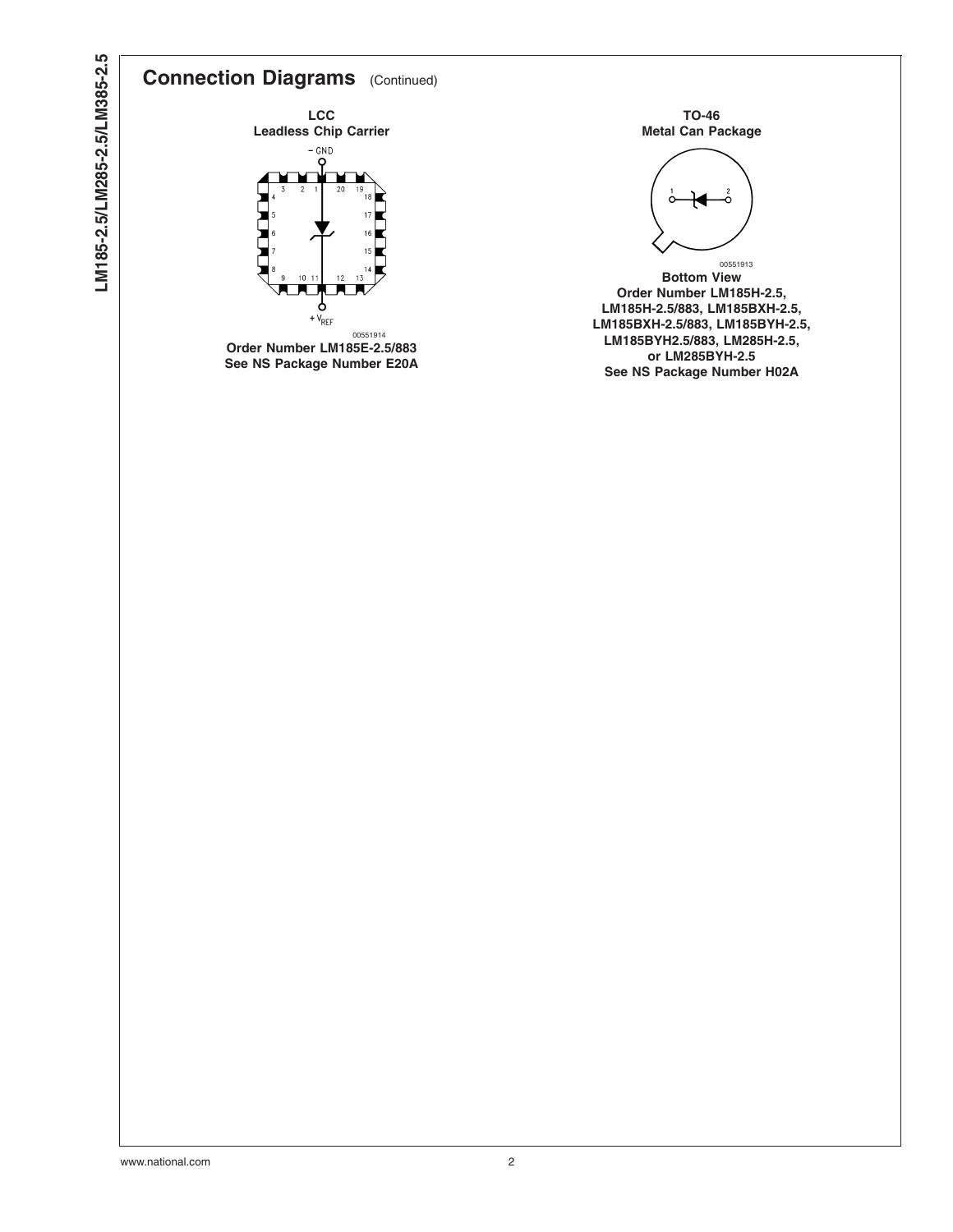## Connection Diagrams (Continued)

**LCC**
**Leadless Chip Carrier**

**Order Number LM185E-2.5/883**
**See NS Package Number E20A**

**TO-46**
**Metal Can Package**

**Bottom View**
**Order Number LM185H-2.5, LM185H-2.5/883, LM185BXH-2.5, LM185BXH-2.5/883, LM185BYH-2.5, LM185BYH2.5/883, LM285H-2.5, or LM285BYH-2.5**
**See NS Package Number H02A**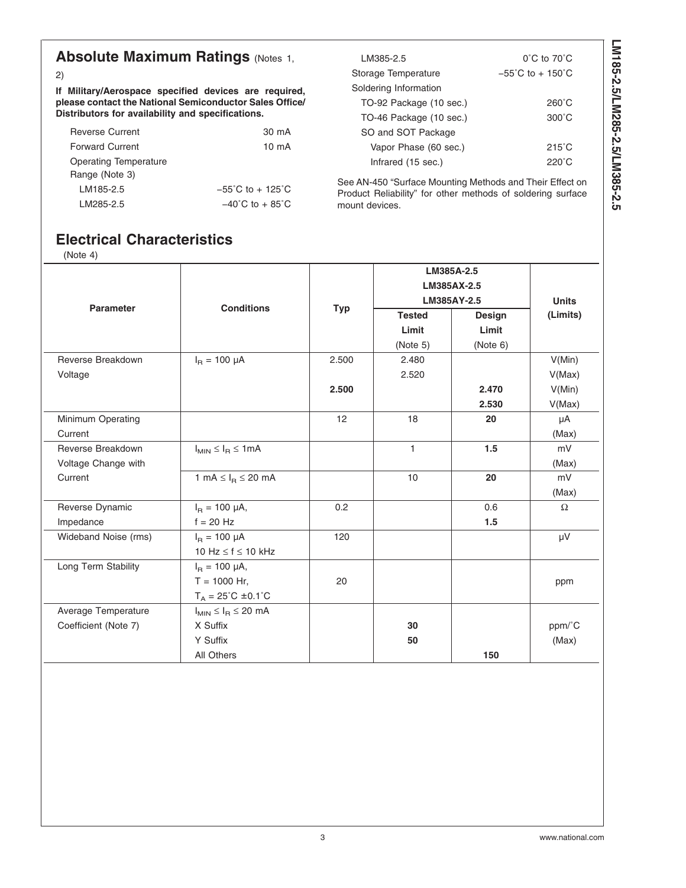## Absolute Maximum Ratings (Notes 1, 2)

**If Military/Aerospace specified devices are required, please contact the National Semiconductor Sales Office/ Distributors for availability and specifications.**

| | |
|---|---|
| Reverse Current | 30 mA |
| Forward Current | 10 mA |
| Operating Temperature Range (Note 3) | |
| LM185-2.5 | −55˚C to + 125˚C |
| LM285-2.5 | −40˚C to + 85˚C |
| LM385-2.5 | 0˚C to 70˚C |
| Storage Temperature | −55˚C to + 150˚C |
| Soldering Information | |
| TO-92 Package (10 sec.) | 260˚C |
| TO-46 Package (10 sec.) | 300˚C |
| SO and SOT Package | |
| Vapor Phase (60 sec.) | 215˚C |
| Infrared (15 sec.) | 220˚C |

See AN-450 "Surface Mounting Methods and Their Effect on Product Reliability" for other methods of soldering surface mount devices.

## Electrical Characteristics

(Note 4)

| Parameter | Conditions | Typ | LM385A-2.5 LM385AX-2.5 LM385AY-2.5 | | Units (Limits) |
|---|---|---|---|---|---|
| | | | Tested Limit (Note 5) | Design Limit (Note 6) | |
| Reverse Breakdown Voltage | $I_R$ = 100 µA | 2.500 | 2.480 | | V(Min) |
| | | | 2.520 | | V(Max) |
| | | **2.500** | | **2.470** | V(Min) |
| | | | | **2.530** | V(Max) |
| Minimum Operating Current | | 12 | 18 | **20** | µA (Max) |
| Reverse Breakdown Voltage Change with Current | $I_{MIN} \leq I_R \leq$ 1mA | | 1 | **1.5** | mV (Max) |
| | 1 mA $\leq I_R \leq$ 20 mA | | 10 | **20** | mV (Max) |
| Reverse Dynamic Impedance | $I_R$ = 100 µA, f = 20 Hz | 0.2 | | 0.6 **1.5** | Ω |
| Wideband Noise (rms) | $I_R$ = 100 µA 10 Hz ≤ f ≤ 10 kHz | 120 | | | µV |
| Long Term Stability | $I_R$ = 100 µA, T = 1000 Hr, $T_A$ = 25˚C ±0.1˚C | 20 | | | ppm |
| Average Temperature Coefficient (Note 7) | $I_{MIN} \leq I_R \leq$ 20 mA | | | | |
| | X Suffix | | **30** | | ppm/˚C |
| | Y Suffix | | **50** | | (Max) |
| | All Others | | | **150** | |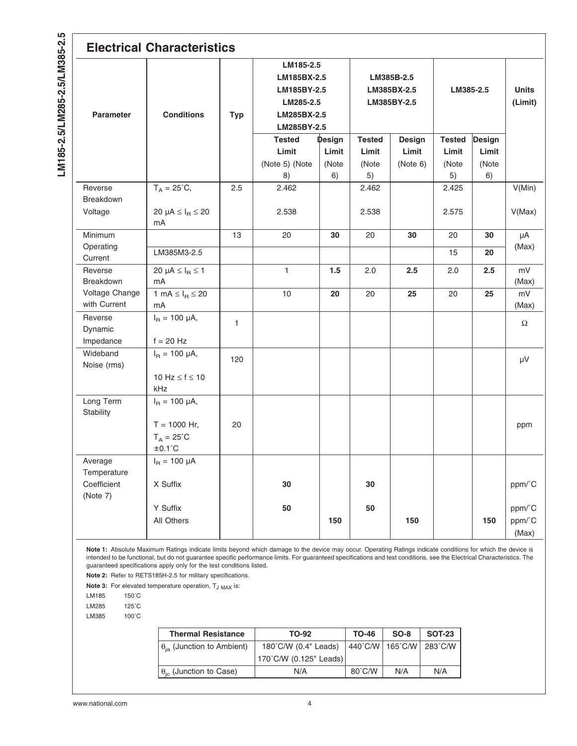## Electrical Characteristics

| Parameter | Conditions | Typ | LM185-2.5 LM185BX-2.5 LM185BY-2.5 LM285-2.5 LM285BX-2.5 LM285BY-2.5 | | LM385B-2.5 LM385BX-2.5 LM385BY-2.5 | | LM385-2.5 | | Units (Limit) |
|---|---|---|---|---|---|---|---|---|---|
| | | | Tested Limit (Note 5) (Note 8) | Design Limit (Note 6) | Tested Limit (Note 5) | Design Limit (Note 6) | Tested Limit (Note 5) | Design Limit (Note 6) | |
| Reverse Breakdown Voltage | $T_A$ = 25˚C, | 2.5 | 2.462 | | 2.462 | | 2.425 | | V(Min) |
| | 20 µA ≤ $I_R$ ≤ 20 mA | | 2.538 | | 2.538 | | 2.575 | | V(Max) |
| Minimum Operating Current | | 13 | 20 | **30** | 20 | **30** | 20 | **30** | µA (Max) |
| | LM385M3-2.5 | | | | | | 15 | **20** | |
| Reverse Breakdown Voltage Change with Current | 20 µA ≤ $I_R$ ≤ 1 mA | | 1 | **1.5** | 2.0 | **2.5** | 2.0 | **2.5** | mV (Max) |
| | 1 mA ≤ $I_R$ ≤ 20 mA | | 10 | **20** | 20 | **25** | 20 | **25** | mV (Max) |
| Reverse Dynamic Impedance | $I_R$ = 100 µA, f = 20 Hz | 1 | | | | | | | Ω |
| Wideband Noise (rms) | $I_R$ = 100 µA, 10 Hz ≤ f ≤ 10 kHz | 120 | | | | | | | µV |
| Long Term Stability | $I_R$ = 100 µA, T = 1000 Hr, $T_A$ = 25˚C ±0.1˚C | 20 | | | | | | | ppm |
| Average Temperature Coefficient (Note 7) | $I_R$ = 100 µA | | | | | | | | |
| | X Suffix | | **30** | | **30** | | | | ppm/˚C |
| | Y Suffix | | **50** | | **50** | | | | ppm/˚C |
| | All Others | | | **150** | | **150** | | **150** | ppm/˚C (Max) |

**Note 1:** Absolute Maximum Ratings indicate limits beyond which damage to the device may occur. Operating Ratings indicate conditions for which the device is intended to be functional, but do not guarantee specific performance limits. For guaranteed specifications and test conditions, see the Electrical Characteristics. The guaranteed specifications apply only for the test conditions listed.

**Note 2:** Refer to RETS185H-2.5 for military specifications.

**Note 3:** For elevated temperature operation, $T_{J\ MAX}$ is:

LM185 150˚C

LM285 125˚C

LM385 100˚C

| Thermal Resistance | TO-92 | TO-46 | SO-8 | SOT-23 |
|---|---|---|---|---|
| $\theta_{ja}$ (Junction to Ambient) | 180˚C/W (0.4" Leads) 170˚C/W (0.125" Leads) | 440˚C/W | 165˚C/W | 283˚C/W |
| $\theta_{jc}$ (Junction to Case) | N/A | 80˚C/W | N/A | N/A |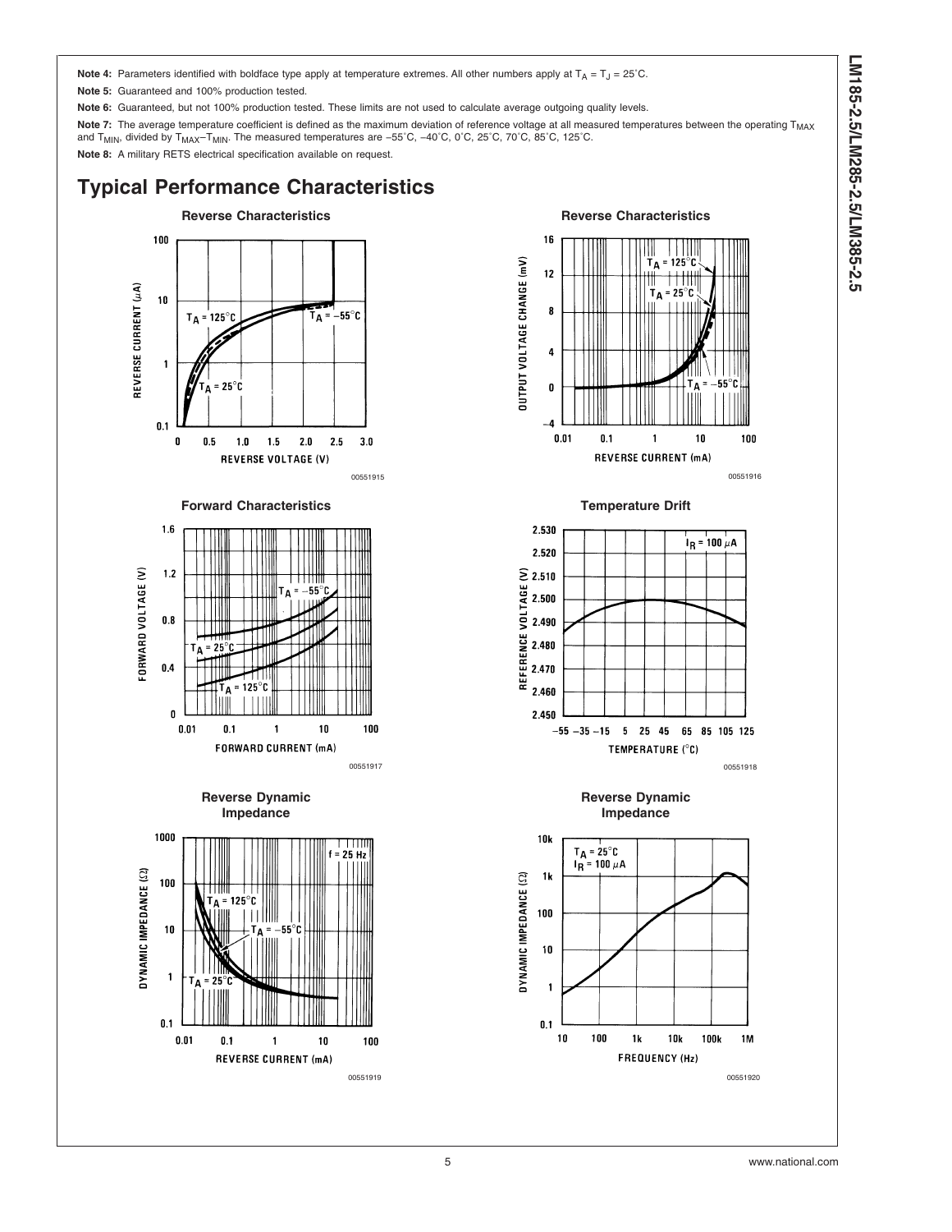**Note 4:** Parameters identified with boldface type apply at temperature extremes. All other numbers apply at $T_A = T_J = 25°C$.

**Note 5:** Guaranteed and 100% production tested.

**Note 6:** Guaranteed, but not 100% production tested. These limits are not used to calculate average outgoing quality levels.

**Note 7:** The average temperature coefficient is defined as the maximum deviation of reference voltage at all measured temperatures between the operating $T_{MAX}$ and $T_{MIN}$, divided by $T_{MAX}–T_{MIN}$. The measured temperatures are −55˚C, −40˚C, 0˚C, 25˚C, 70˚C, 85˚C, 125˚C.

**Note 8:** A military RETS electrical specification available on request.

## Typical Performance Characteristics

**Reverse Characteristics**

00551915

**Reverse Characteristics**

00551916

**Forward Characteristics**

00551917

**Temperature Drift**

00551918

**Reverse Dynamic Impedance**

00551919

**Reverse Dynamic Impedance**

00551920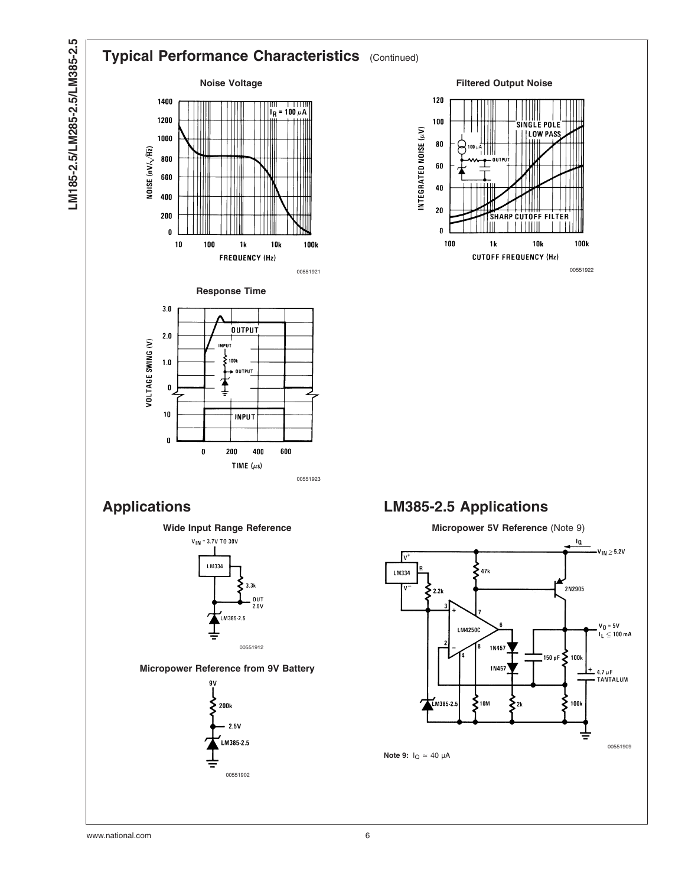## Typical Performance Characteristics (Continued)

**Noise Voltage**

00551921

**Filtered Output Noise**

00551922

**Response Time**

00551923

## Applications

**Wide Input Range Reference**

00551912

**Micropower Reference from 9V Battery**

00551902

## LM385-2.5 Applications

**Micropower 5V Reference** (Note 9)

00551909

**Note 9:** $I_Q \simeq 40\ \mu A$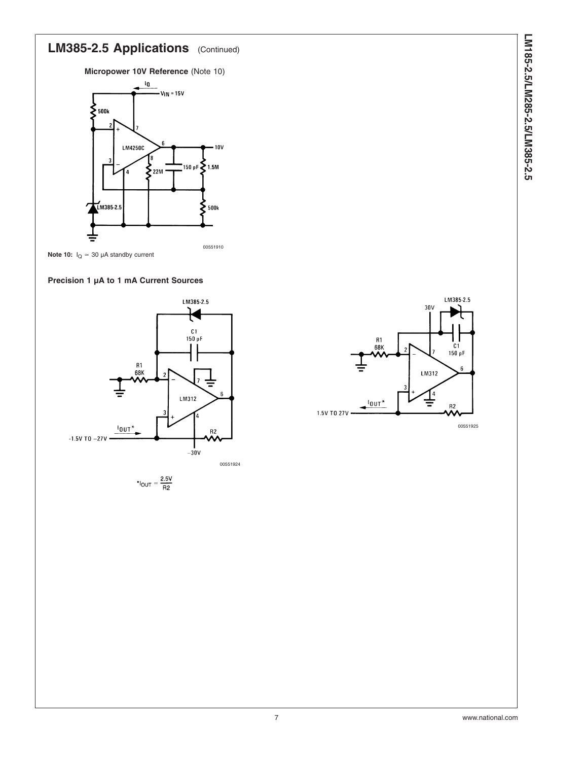## LM385-2.5 Applications (Continued)

**Micropower 10V Reference** (Note 10)

**Note 10:** $I_Q \simeq 30\ \mu A$ standby current

**Precision 1 μA to 1 mA Current Sources**

$$^*I_{OUT} = \frac{2.5V}{R2}$$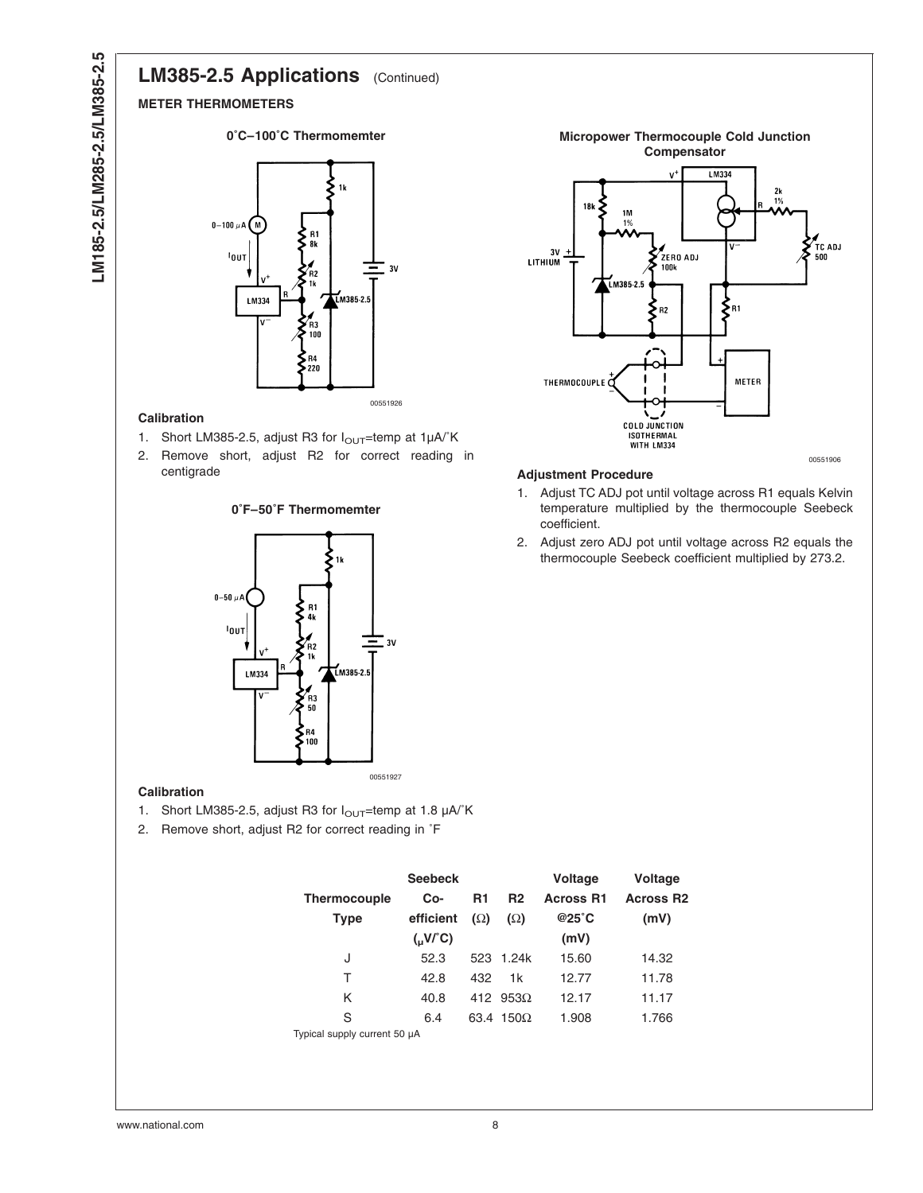## LM385-2.5 Applications (Continued)

### METER THERMOMETERS

**0˚C–100˚C Thermomemter**

00551926

**Calibration**

1. Short LM385-2.5, adjust R3 for $I_{OUT}$=temp at 1μA/˚K
2. Remove short, adjust R2 for correct reading in centigrade

**0˚F–50˚F Thermomemter**

00551927

**Calibration**

1. Short LM385-2.5, adjust R3 for $I_{OUT}$=temp at 1.8 μA/˚K
2. Remove short, adjust R2 for correct reading in ˚F

**Micropower Thermocouple Cold Junction Compensator**

00551906

**Adjustment Procedure**

1. Adjust TC ADJ pot until voltage across R1 equals Kelvin temperature multiplied by the thermocouple Seebeck coefficient.
2. Adjust zero ADJ pot until voltage across R2 equals the thermocouple Seebeck coefficient multiplied by 273.2.

| Thermocouple Type | Seebeck Co-efficient (μV/˚C) | R1 (Ω) | R2 (Ω) | Voltage Across R1 @25˚C (mV) | Voltage Across R2 (mV) |
|---|---|---|---|---|---|
| J | 52.3 | 523 | 1.24k | 15.60 | 14.32 |
| T | 42.8 | 432 | 1k | 12.77 | 11.78 |
| K | 40.8 | 412 | 953Ω | 12.17 | 11.17 |
| S | 6.4 | 63.4 | 150Ω | 1.908 | 1.766 |

Typical supply current 50 μA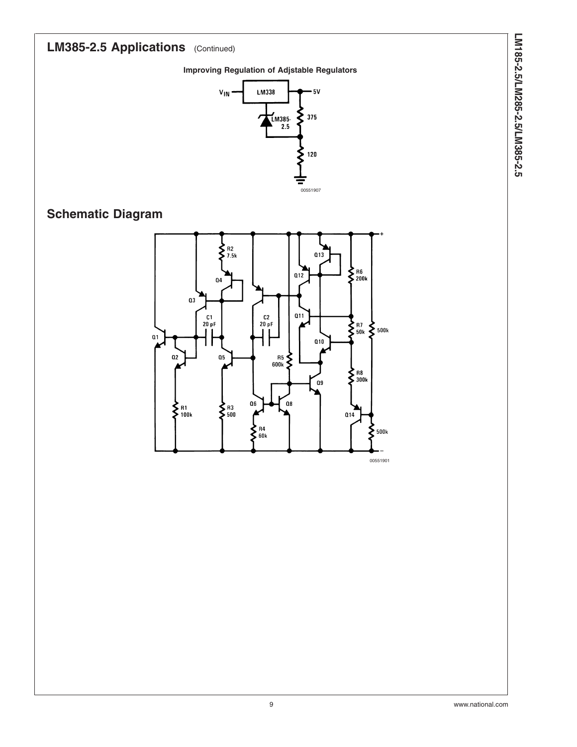## LM385-2.5 Applications (Continued)

**Improving Regulation of Adjstable Regulators**

V_IN — LM338 — 5V

LM385-2.5

375

120

00551907

## Schematic Diagram

00551901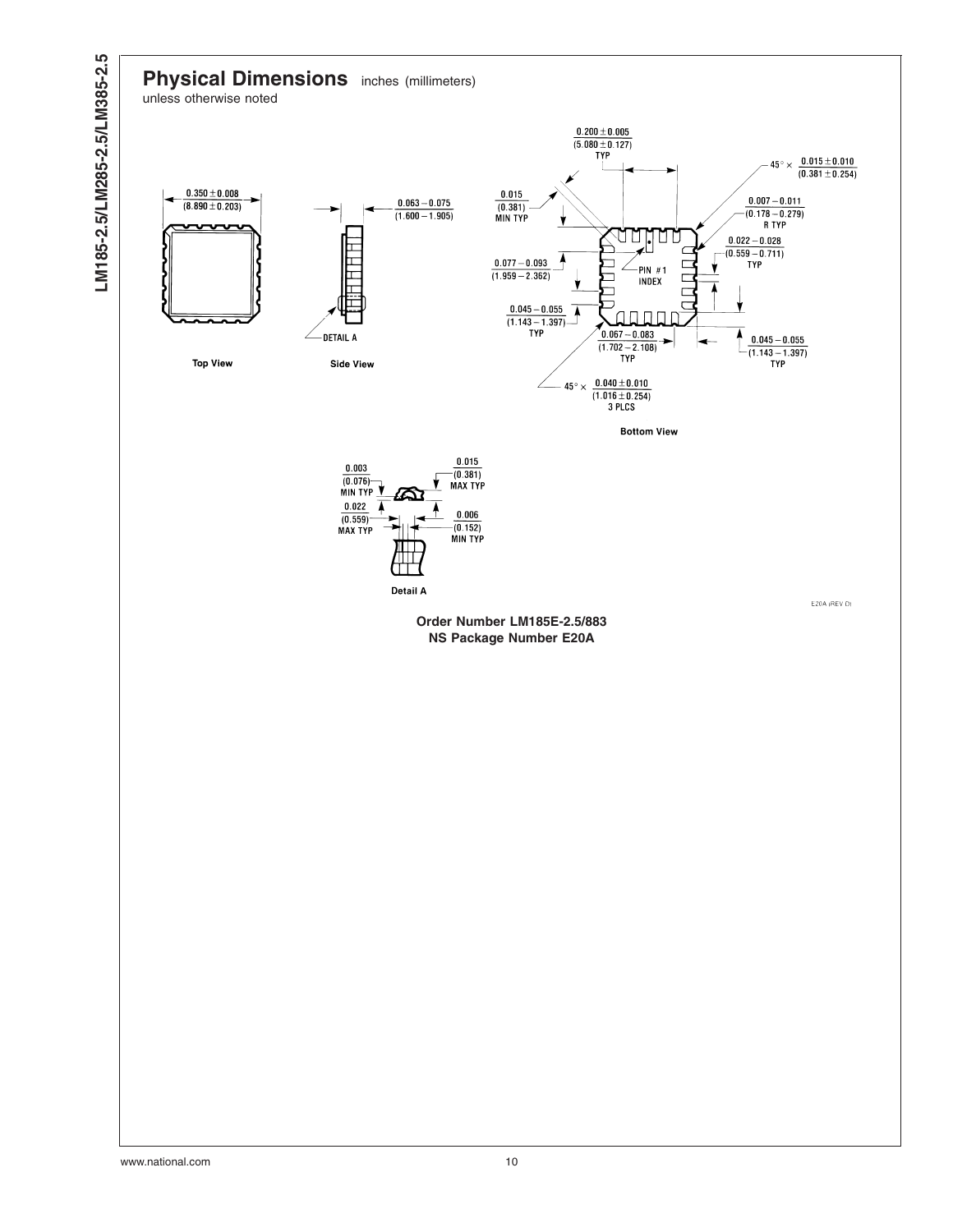## Physical Dimensions inches (millimeters) unless otherwise noted

Top View

Side View

Bottom View

Detail A

0.350 ± 0.008 (8.890 ± 0.203)

0.063 − 0.075 (1.600 − 1.905)

DETAIL A

0.200 ± 0.005 (5.080 ± 0.127) TYP

45° × 0.015 ± 0.010 (0.381 ± 0.254)

0.015 (0.381) MIN TYP

0.007 − 0.011 (0.178 − 0.279) R TYP

0.022 − 0.028 (0.559 − 0.711) TYP

0.077 − 0.093 (1.959 − 2.362)

PIN #1 INDEX

0.045 − 0.055 (1.143 − 1.397) TYP

0.067 − 0.083 (1.702 − 2.108) TYP

0.045 − 0.055 (1.143 − 1.397) TYP

45° × 0.040 ± 0.010 (1.016 ± 0.254) 3 PLCS

0.003 (0.076) MIN TYP

0.015 (0.381) MAX TYP

0.022 (0.559) MAX TYP

0.006 (0.152) MIN TYP

E20A (REV D)

**Order Number LM185E-2.5/883**
**NS Package Number E20A**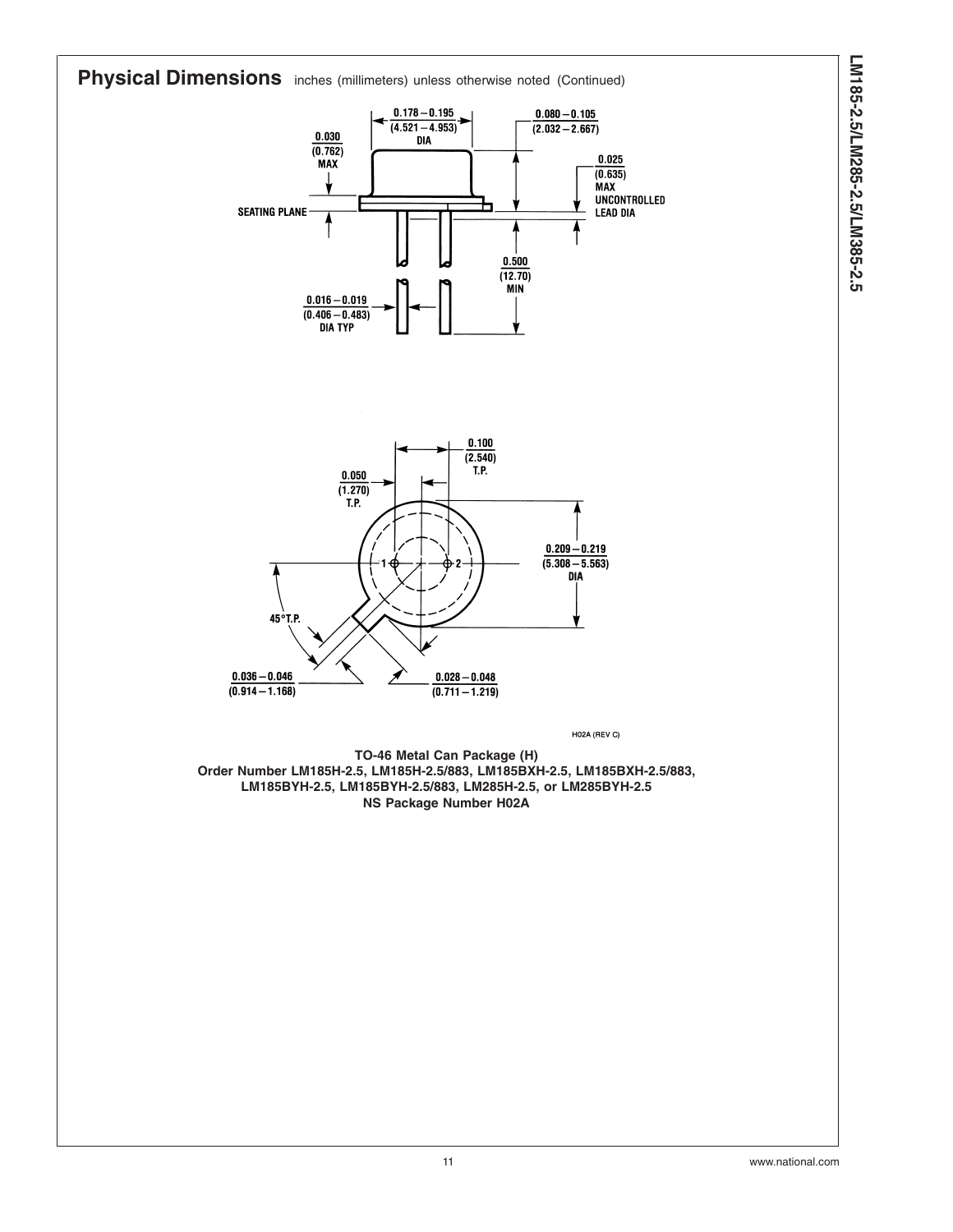## Physical Dimensions inches (millimeters) unless otherwise noted (Continued)

H02A (REV C)

**TO-46 Metal Can Package (H)**
**Order Number LM185H-2.5, LM185H-2.5/883, LM185BXH-2.5, LM185BXH-2.5/883,**
**LM185BYH-2.5, LM185BYH-2.5/883, LM285H-2.5, or LM285BYH-2.5**
**NS Package Number H02A**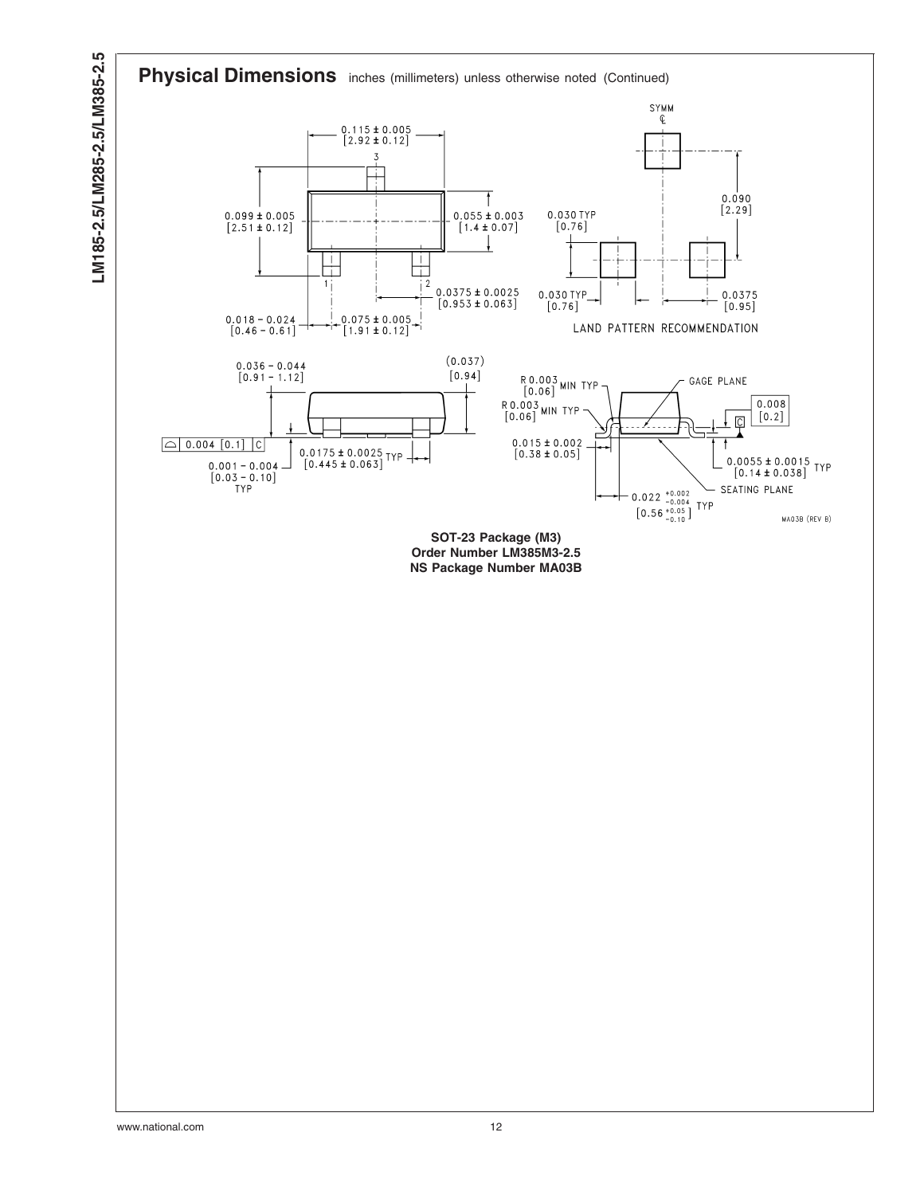## Physical Dimensions inches (millimeters) unless otherwise noted (Continued)

0.115 ± 0.005 [2.92 ± 0.12]

0.099 ± 0.005 [2.51 ± 0.12]

0.055 ± 0.003 [1.4 ± 0.07]

0.0375 ± 0.0025 [0.953 ± 0.063]

0.018 – 0.024 [0.46 – 0.61]

0.075 ± 0.005 [1.91 ± 0.12]

SYMM ℄

0.090 [2.29]

0.030 TYP [0.76]

0.030 TYP [0.76]

0.0375 [0.95]

LAND PATTERN RECOMMENDATION

0.036 – 0.044 [0.91 – 1.12]

(0.037) [0.94]

0.004 [0.1] C

0.001 – 0.004 [0.03 – 0.10] TYP

0.0175 ± 0.0025 [0.445 ± 0.063] TYP

R 0.003 [0.06] MIN TYP

R 0.003 [0.06] MIN TYP

GAGE PLANE

0.008 [0.2]

0.015 ± 0.002 [0.38 ± 0.05]

0.0055 ± 0.0015 [0.14 ± 0.038] TYP

SEATING PLANE

0.022 $^{+0.002}_{-0.004}$ [0.56 $^{+0.05}_{-0.10}$] TYP

MA03B (REV B)

**SOT-23 Package (M3)**
**Order Number LM385M3-2.5**
**NS Package Number MA03B**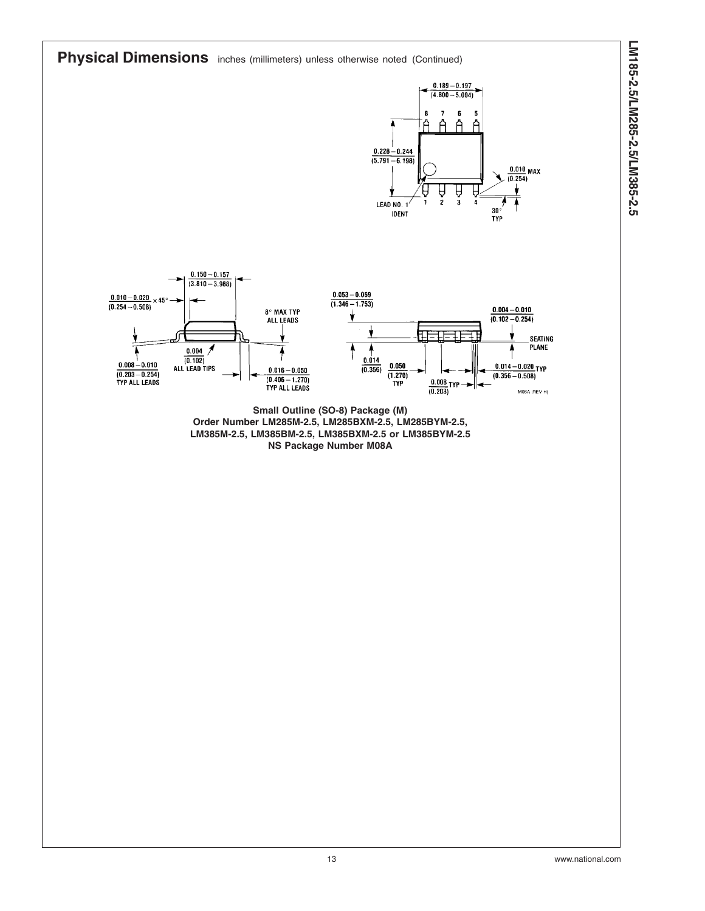## Physical Dimensions inches (millimeters) unless otherwise noted (Continued)

0.189 − 0.197
(4.800 − 5.004)

8 7 6 5

0.228 − 0.244
(5.791 − 6.198)

0.010 MAX
(0.254)

LEAD NO. 1
IDENT

1 2 3 4

30°
TYP

0.150 − 0.157
(3.810 − 3.988)

0.010 − 0.020 × 45°
(0.254 − 0.508)

8° MAX TYP
ALL LEADS

0.004
(0.102)
ALL LEAD TIPS

0.008 − 0.010
(0.203 − 0.254)
TYP ALL LEADS

0.016 − 0.050
(0.406 − 1.270)
TYP ALL LEADS

0.053 − 0.069
(1.346 − 1.753)

0.004 − 0.010
(0.102 − 0.254)

SEATING
PLANE

0.014
(0.356)

0.050
(1.270)
TYP

0.014 − 0.020 TYP
(0.356 − 0.508)

0.008 TYP
(0.203)

M08A (REV H)

**Small Outline (SO-8) Package (M)**
**Order Number LM285M-2.5, LM285BXM-2.5, LM285BYM-2.5,**
**LM385M-2.5, LM385BM-2.5, LM385BXM-2.5 or LM385BYM-2.5**
**NS Package Number M08A**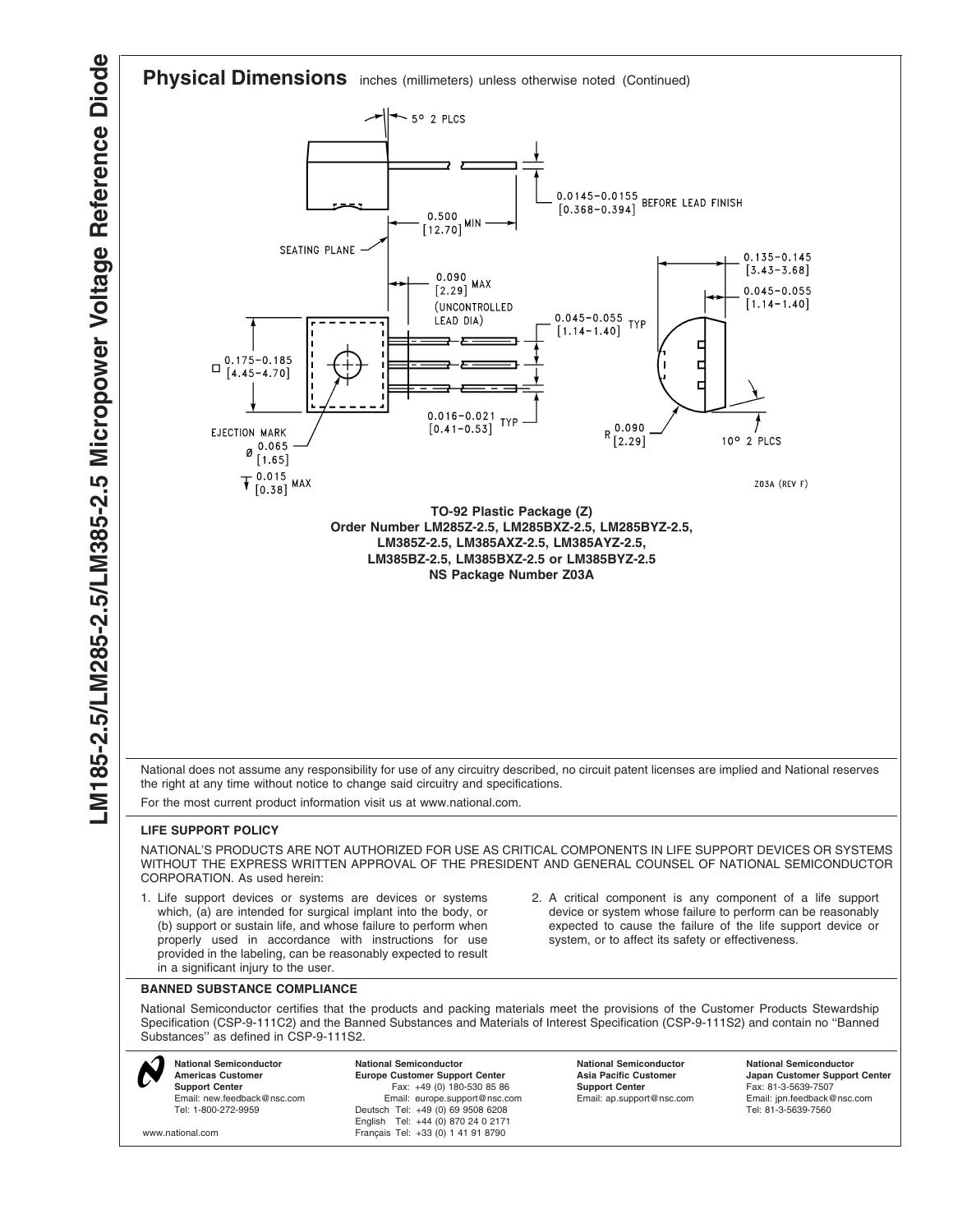## Physical Dimensions inches (millimeters) unless otherwise noted (Continued)

5° 2 PLCS

0.0145–0.0155 [0.368–0.394] BEFORE LEAD FINISH

0.500 [12.70] MIN

SEATING PLANE

0.135–0.145 [3.43–3.68]

0.090 [2.29] MAX (UNCONTROLLED LEAD DIA)

0.045–0.055 [1.14–1.40]

0.045–0.055 [1.14–1.40] TYP

□ 0.175–0.185 [4.45–4.70]

0.016–0.021 [0.41–0.53] TYP

EJECTION MARK Ø 0.065 [1.65]

0.015 [0.38] MAX

R 0.090 [2.29]

10° 2 PLCS

Z03A (REV F)

**TO-92 Plastic Package (Z)**
**Order Number LM285Z-2.5, LM285BXZ-2.5, LM285BYZ-2.5, LM385Z-2.5, LM385AXZ-2.5, LM385AYZ-2.5, LM385BZ-2.5, LM385BXZ-2.5 or LM385BYZ-2.5**
**NS Package Number Z03A**

National does not assume any responsibility for use of any circuitry described, no circuit patent licenses are implied and National reserves the right at any time without notice to change said circuitry and specifications.

For the most current product information visit us at www.national.com.

### LIFE SUPPORT POLICY

NATIONAL'S PRODUCTS ARE NOT AUTHORIZED FOR USE AS CRITICAL COMPONENTS IN LIFE SUPPORT DEVICES OR SYSTEMS WITHOUT THE EXPRESS WRITTEN APPROVAL OF THE PRESIDENT AND GENERAL COUNSEL OF NATIONAL SEMICONDUCTOR CORPORATION. As used herein:

1. Life support devices or systems are devices or systems which, (a) are intended for surgical implant into the body, or (b) support or sustain life, and whose failure to perform when properly used in accordance with instructions for use provided in the labeling, can be reasonably expected to result in a significant injury to the user.
2. A critical component is any component of a life support device or system whose failure to perform can be reasonably expected to cause the failure of the life support device or system, or to affect its safety or effectiveness.

### BANNED SUBSTANCE COMPLIANCE

National Semiconductor certifies that the products and packing materials meet the provisions of the Customer Products Stewardship Specification (CSP-9-111C2) and the Banned Substances and Materials of Interest Specification (CSP-9-111S2) and contain no ''Banned Substances'' as defined in CSP-9-111S2.

**National Semiconductor Americas Customer Support Center**
Email: new.feedback@nsc.com
Tel: 1-800-272-9959

**National Semiconductor Europe Customer Support Center**
Fax: +49 (0) 180-530 85 86
Email: europe.support@nsc.com
Deutsch Tel: +49 (0) 69 9508 6208
English Tel: +44 (0) 870 24 0 2171
Français Tel: +33 (0) 1 41 91 8790

**National Semiconductor Asia Pacific Customer Support Center**
Email: ap.support@nsc.com

**National Semiconductor Japan Customer Support Center**
Fax: 81-3-5639-7507
Email: jpn.feedback@nsc.com
Tel: 81-3-5639-7560

www.national.com